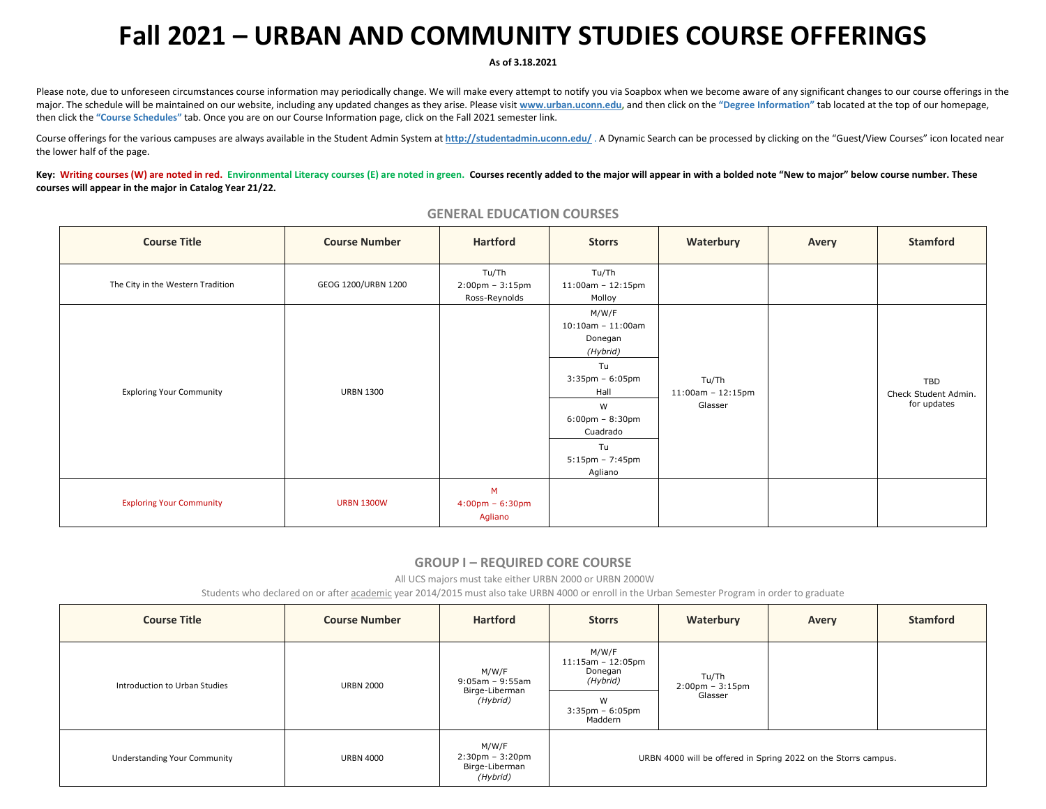# Fall 2021 – URBAN AND COMMUNITY STUDIES COURSE OFFERINGS

**As of 3.18.2021**

Please note, due to unforeseen circumstances course information may periodically change. We will make every attempt to notify you via Soapbox when we become aware of any significant changes to our course offerings in the major. The schedule will be maintained on our website, including any updated changes as they arise. Please visit **www.urban.uconn.edu**, and then click on the **"Degree Information"** tab located at the top of our homepage, then click the **"Course Schedules"** tab. Once you are on our Course Information page, click on the Fall 2021 semester link.

Course offerings for the various campuses are always available in the Student Admin System at **http://studentadmin.uconn.edu/** . A Dynamic Search can be processed by clicking on the "Guest/View Courses" icon located near the lower half of the page.

**Key: Writing courses (W) are noted in red. Environmental Literacy courses (E) are noted in green. Courses recently added to the major will appear in with a bolded note "New to major" below course number. These courses will appear in the major in Catalog Year 21/22.**

## GENERAL EDUCATION COURSES

| Course Title | Course Number | Hartford | Storrs | Waterbury | Avery | Stamford |
|---|---|---|---|---|---|---|
| The City in the Western Tradition | GEOG 1200/URBN 1200 | Tu/Th 2:00pm – 3:15pm Ross-Reynolds | Tu/Th 11:00am – 12:15pm Molloy | | | |
| Exploring Your Community | URBN 1300 | | M/W/F 10:10am – 11:00am Donegan *(Hybrid)*<br>Tu 3:35pm – 6:05pm Hall<br>W 6:00pm – 8:30pm Cuadrado<br>Tu 5:15pm – 7:45pm Agliano | Tu/Th 11:00am – 12:15pm Glasser | | TBD Check Student Admin. for updates |
| Exploring Your Community | URBN 1300W | M 4:00pm – 6:30pm Agliano | | | | |

## GROUP I – REQUIRED CORE COURSE

All UCS majors must take either URBN 2000 or URBN 2000W

Students who declared on or after academic year 2014/2015 must also take URBN 4000 or enroll in the Urban Semester Program in order to graduate

| Course Title | Course Number | Hartford | Storrs | Waterbury | Avery | Stamford |
|---|---|---|---|---|---|---|
| Introduction to Urban Studies | URBN 2000 | M/W/F 9:05am – 9:55am Birge-Liberman *(Hybrid)* | M/W/F 11:15am – 12:05pm Donegan *(Hybrid)*<br>W 3:35pm – 6:05pm Maddern | Tu/Th 2:00pm – 3:15pm Glasser | | |
| Understanding Your Community | URBN 4000 | M/W/F 2:30pm – 3:20pm Birge-Liberman *(Hybrid)* | URBN 4000 will be offered in Spring 2022 on the Storrs campus. | | | |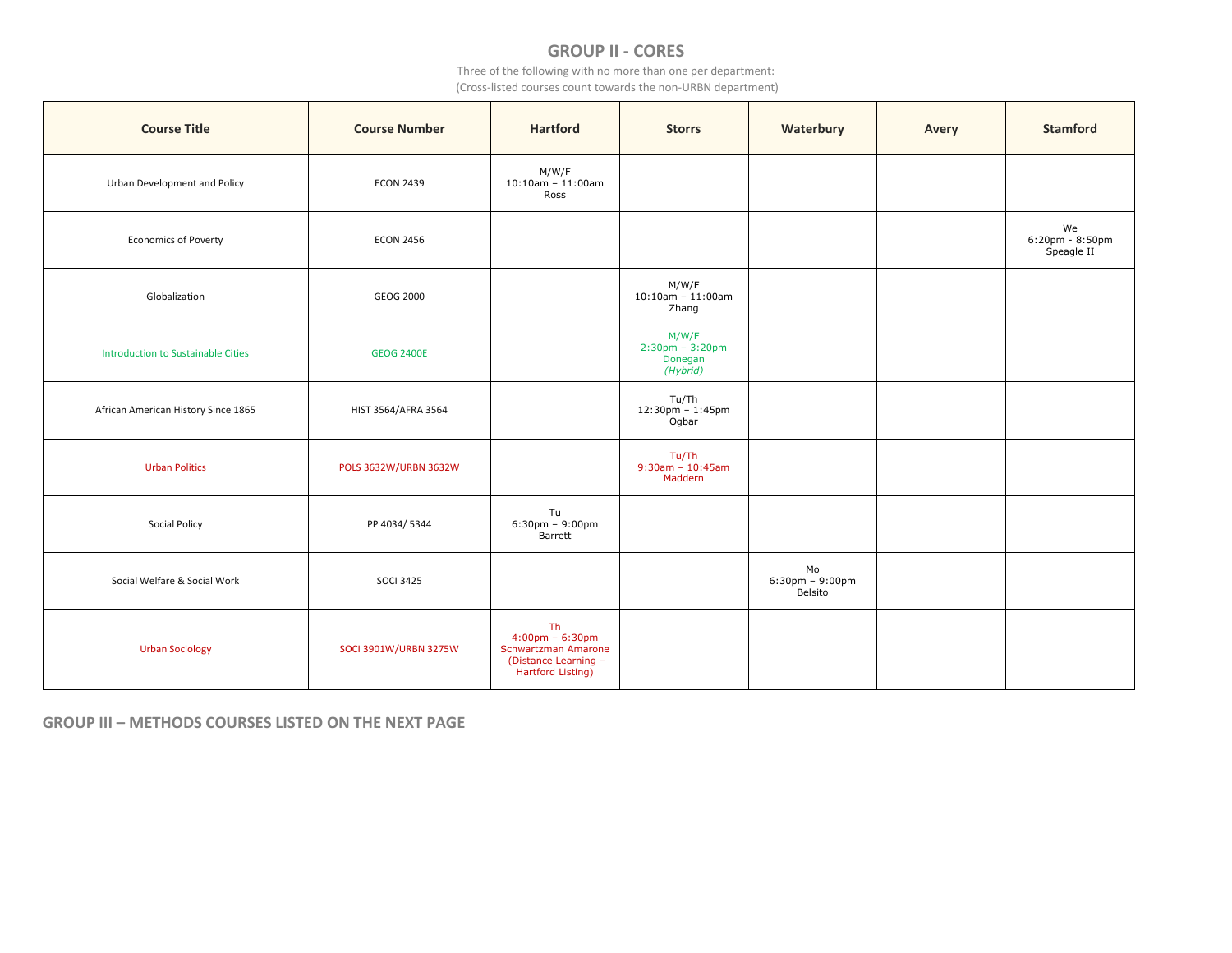## GROUP II - CORES

Three of the following with no more than one per department:
(Cross-listed courses count towards the non-URBN department)

| Course Title | Course Number | Hartford | Storrs | Waterbury | Avery | Stamford |
|---|---|---|---|---|---|---|
| Urban Development and Policy | ECON 2439 | M/W/F 10:10am – 11:00am Ross | | | | |
| Economics of Poverty | ECON 2456 | | | | | We 6:20pm - 8:50pm Speagle II |
| Globalization | GEOG 2000 | | M/W/F 10:10am – 11:00am Zhang | | | |
| Introduction to Sustainable Cities | GEOG 2400E | | M/W/F 2:30pm – 3:20pm Donegan *(Hybrid)* | | | |
| African American History Since 1865 | HIST 3564/AFRA 3564 | | Tu/Th 12:30pm – 1:45pm Ogbar | | | |
| Urban Politics | POLS 3632W/URBN 3632W | | Tu/Th 9:30am – 10:45am Maddern | | | |
| Social Policy | PP 4034/ 5344 | Tu 6:30pm – 9:00pm Barrett | | | | |
| Social Welfare & Social Work | SOCI 3425 | | | Mo 6:30pm – 9:00pm Belsito | | |
| Urban Sociology | SOCI 3901W/URBN 3275W | Th 4:00pm – 6:30pm Schwartzman Amarone (Distance Learning – Hartford Listing) | | | | |

**GROUP III – METHODS COURSES LISTED ON THE NEXT PAGE**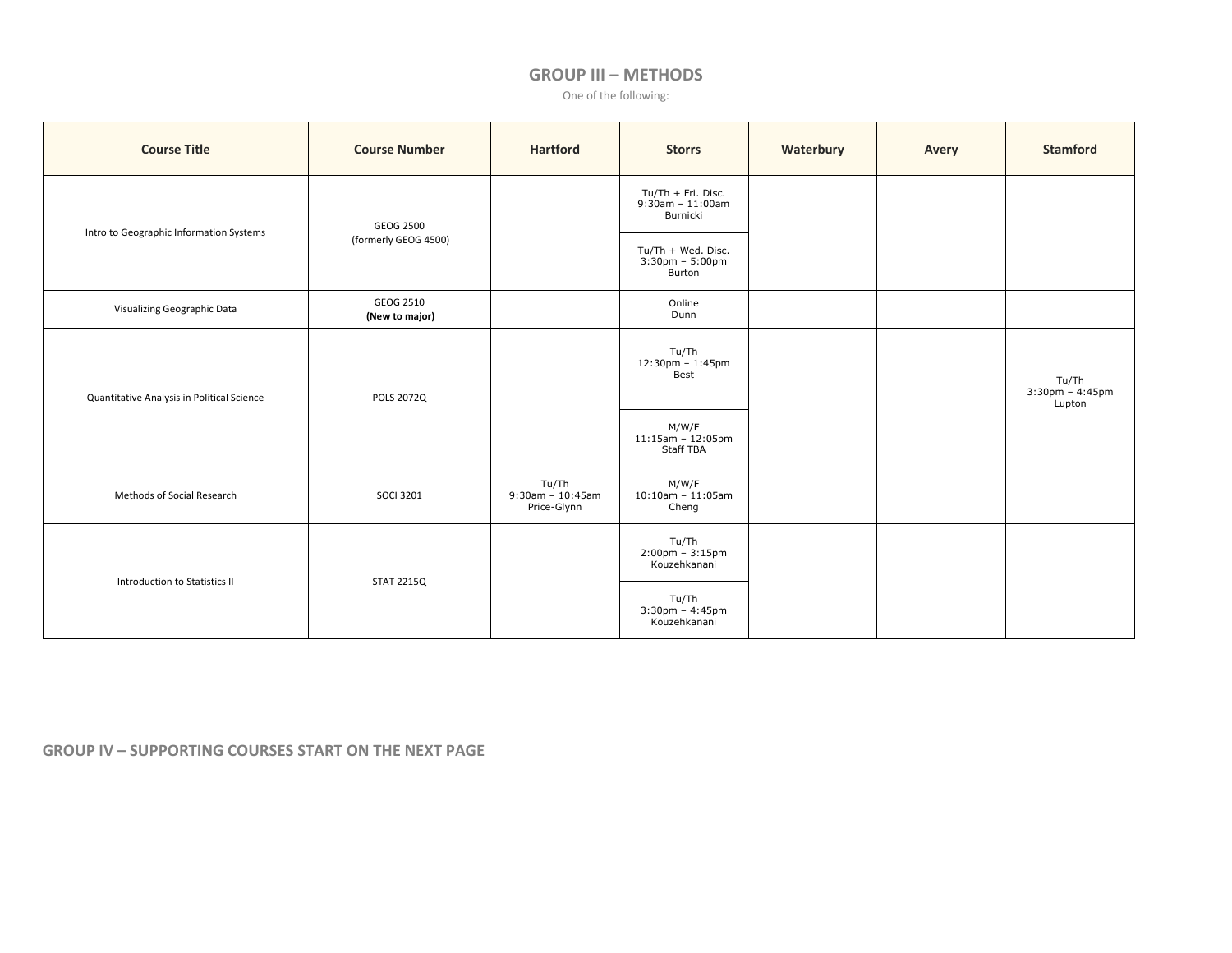## GROUP III – METHODS

One of the following:

| Course Title | Course Number | Hartford | Storrs | Waterbury | Avery | Stamford |
|---|---|---|---|---|---|---|
| Intro to Geographic Information Systems | GEOG 2500 (formerly GEOG 4500) | | Tu/Th + Fri. Disc. 9:30am – 11:00am Burnicki | | | |
| | | | Tu/Th + Wed. Disc. 3:30pm – 5:00pm Burton | | | |
| Visualizing Geographic Data | GEOG 2510 **(New to major)** | | Online Dunn | | | |
| Quantitative Analysis in Political Science | POLS 2072Q | | Tu/Th 12:30pm – 1:45pm Best | | | Tu/Th 3:30pm – 4:45pm Lupton |
| | | | M/W/F 11:15am – 12:05pm Staff TBA | | | |
| Methods of Social Research | SOCI 3201 | Tu/Th 9:30am – 10:45am Price-Glynn | M/W/F 10:10am – 11:05am Cheng | | | |
| Introduction to Statistics II | STAT 2215Q | | Tu/Th 2:00pm – 3:15pm Kouzehkanani | | | |
| | | | Tu/Th 3:30pm – 4:45pm Kouzehkanani | | | |

**GROUP IV – SUPPORTING COURSES START ON THE NEXT PAGE**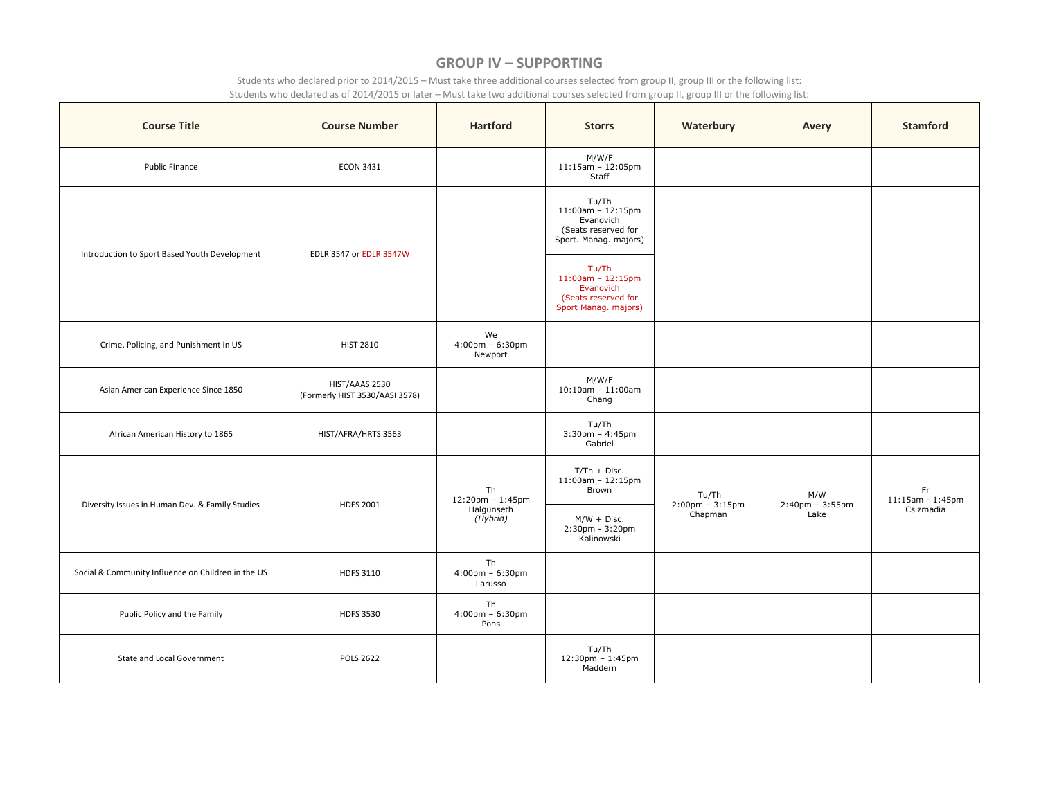## GROUP IV – SUPPORTING

Students who declared prior to 2014/2015 – Must take three additional courses selected from group II, group III or the following list:
Students who declared as of 2014/2015 or later – Must take two additional courses selected from group II, group III or the following list:

| Course Title | Course Number | Hartford | Storrs | Waterbury | Avery | Stamford |
|---|---|---|---|---|---|---|
| Public Finance | ECON 3431 | | M/W/F 11:15am – 12:05pm Staff | | | |
| Introduction to Sport Based Youth Development | EDLR 3547 or EDLR 3547W | | Tu/Th 11:00am – 12:15pm Evanovich (Seats reserved for Sport. Manag. majors) | | | |
| | | | Tu/Th 11:00am – 12:15pm Evanovich (Seats reserved for Sport Manag. majors) | | | |
| Crime, Policing, and Punishment in US | HIST 2810 | We 4:00pm – 6:30pm Newport | | | | |
| Asian American Experience Since 1850 | HIST/AAAS 2530 (Formerly HIST 3530/AASI 3578) | | M/W/F 10:10am – 11:00am Chang | | | |
| African American History to 1865 | HIST/AFRA/HRTS 3563 | | Tu/Th 3:30pm – 4:45pm Gabriel | | | |
| Diversity Issues in Human Dev. & Family Studies | HDFS 2001 | Th 12:20pm – 1:45pm Halgunseth *(Hybrid)* | T/Th + Disc. 11:00am – 12:15pm Brown | Tu/Th 2:00pm – 3:15pm Chapman | M/W 2:40pm – 3:55pm Lake | Fr 11:15am - 1:45pm Csizmadia |
| | | | M/W + Disc. 2:30pm - 3:20pm Kalinowski | | | |
| Social & Community Influence on Children in the US | HDFS 3110 | Th 4:00pm – 6:30pm Larusso | | | | |
| Public Policy and the Family | HDFS 3530 | Th 4:00pm – 6:30pm Pons | | | | |
| State and Local Government | POLS 2622 | | Tu/Th 12:30pm – 1:45pm Maddern | | | |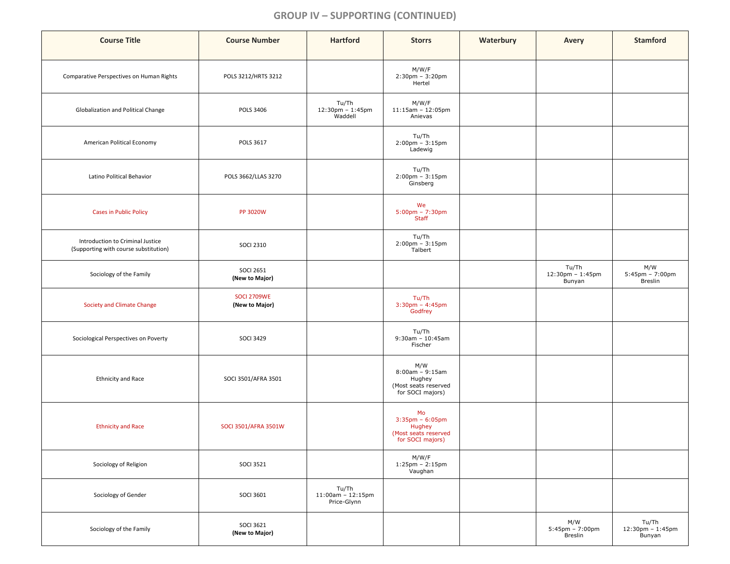## GROUP IV – SUPPORTING (CONTINUED)

| Course Title | Course Number | Hartford | Storrs | Waterbury | Avery | Stamford |
|---|---|---|---|---|---|---|
| Comparative Perspectives on Human Rights | POLS 3212/HRTS 3212 | | M/W/F 2:30pm – 3:20pm Hertel | | | |
| Globalization and Political Change | POLS 3406 | Tu/Th 12:30pm – 1:45pm Waddell | M/W/F 11:15am – 12:05pm Anievas | | | |
| American Political Economy | POLS 3617 | | Tu/Th 2:00pm – 3:15pm Ladewig | | | |
| Latino Political Behavior | POLS 3662/LLAS 3270 | | Tu/Th 2:00pm – 3:15pm Ginsberg | | | |
| Cases in Public Policy | PP 3020W | | We 5:00pm – 7:30pm Staff | | | |
| Introduction to Criminal Justice (Supporting with course substitution) | SOCI 2310 | | Tu/Th 2:00pm – 3:15pm Talbert | | | |
| Sociology of the Family | SOCI 2651 **(New to Major)** | | | | Tu/Th 12:30pm – 1:45pm Bunyan | M/W 5:45pm – 7:00pm Breslin |
| Society and Climate Change | SOCI 2709WE **(New to Major)** | | Tu/Th 3:30pm – 4:45pm Godfrey | | | |
| Sociological Perspectives on Poverty | SOCI 3429 | | Tu/Th 9:30am – 10:45am Fischer | | | |
| Ethnicity and Race | SOCI 3501/AFRA 3501 | | M/W 8:00am – 9:15am Hughey (Most seats reserved for SOCI majors) | | | |
| Ethnicity and Race | SOCI 3501/AFRA 3501W | | Mo 3:35pm – 6:05pm Hughey (Most seats reserved for SOCI majors) | | | |
| Sociology of Religion | SOCI 3521 | | M/W/F 1:25pm – 2:15pm Vaughan | | | |
| Sociology of Gender | SOCI 3601 | Tu/Th 11:00am – 12:15pm Price-Glynn | | | | |
| Sociology of the Family | SOCI 3621 **(New to Major)** | | | | M/W 5:45pm – 7:00pm Breslin | Tu/Th 12:30pm – 1:45pm Bunyan |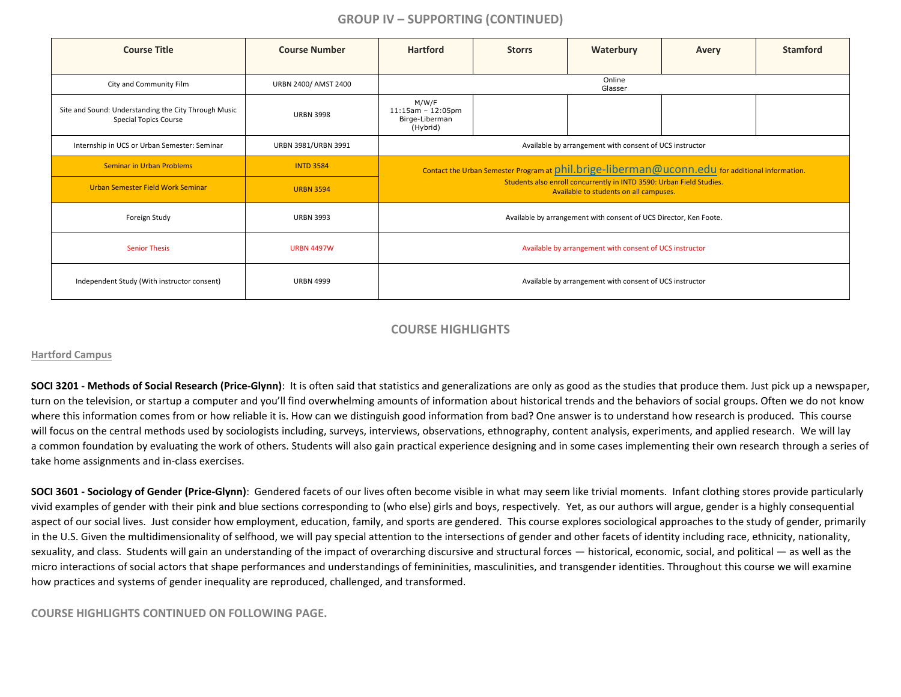## GROUP IV – SUPPORTING (CONTINUED)

| Course Title | Course Number | Hartford | Storrs | Waterbury | Avery | Stamford |
|---|---|---|---|---|---|---|
| City and Community Film | URBN 2400/ AMST 2400 | Online Glasser | | | | |
| Site and Sound: Understanding the City Through Music Special Topics Course | URBN 3998 | M/W/F 11:15am – 12:05pm Birge-Liberman (Hybrid) | | | | |
| Internship in UCS or Urban Semester: Seminar | URBN 3981/URBN 3991 | Available by arrangement with consent of UCS instructor | | | | |
| Seminar in Urban Problems | INTD 3584 | Contact the Urban Semester Program at phil.brige-liberman@uconn.edu for additional information. Students also enroll concurrently in INTD 3590: Urban Field Studies. Available to students on all campuses. | | | | |
| Urban Semester Field Work Seminar | URBN 3594 | | | | | |
| Foreign Study | URBN 3993 | Available by arrangement with consent of UCS Director, Ken Foote. | | | | |
| Senior Thesis | URBN 4497W | Available by arrangement with consent of UCS instructor | | | | |
| Independent Study (With instructor consent) | URBN 4999 | Available by arrangement with consent of UCS instructor | | | | |

## COURSE HIGHLIGHTS

### Hartford Campus

**SOCI 3201 - Methods of Social Research (Price-Glynn)**: It is often said that statistics and generalizations are only as good as the studies that produce them. Just pick up a newspaper, turn on the television, or startup a computer and you'll find overwhelming amounts of information about historical trends and the behaviors of social groups. Often we do not know where this information comes from or how reliable it is. How can we distinguish good information from bad? One answer is to understand how research is produced. This course will focus on the central methods used by sociologists including, surveys, interviews, observations, ethnography, content analysis, experiments, and applied research. We will lay a common foundation by evaluating the work of others. Students will also gain practical experience designing and in some cases implementing their own research through a series of take home assignments and in-class exercises.

**SOCI 3601 - Sociology of Gender (Price-Glynn)**: Gendered facets of our lives often become visible in what may seem like trivial moments. Infant clothing stores provide particularly vivid examples of gender with their pink and blue sections corresponding to (who else) girls and boys, respectively. Yet, as our authors will argue, gender is a highly consequential aspect of our social lives. Just consider how employment, education, family, and sports are gendered. This course explores sociological approaches to the study of gender, primarily in the U.S. Given the multidimensionality of selfhood, we will pay special attention to the intersections of gender and other facets of identity including race, ethnicity, nationality, sexuality, and class. Students will gain an understanding of the impact of overarching discursive and structural forces — historical, economic, social, and political — as well as the micro interactions of social actors that shape performances and understandings of femininities, masculinities, and transgender identities. Throughout this course we will examine how practices and systems of gender inequality are reproduced, challenged, and transformed.

**COURSE HIGHLIGHTS CONTINUED ON FOLLOWING PAGE.**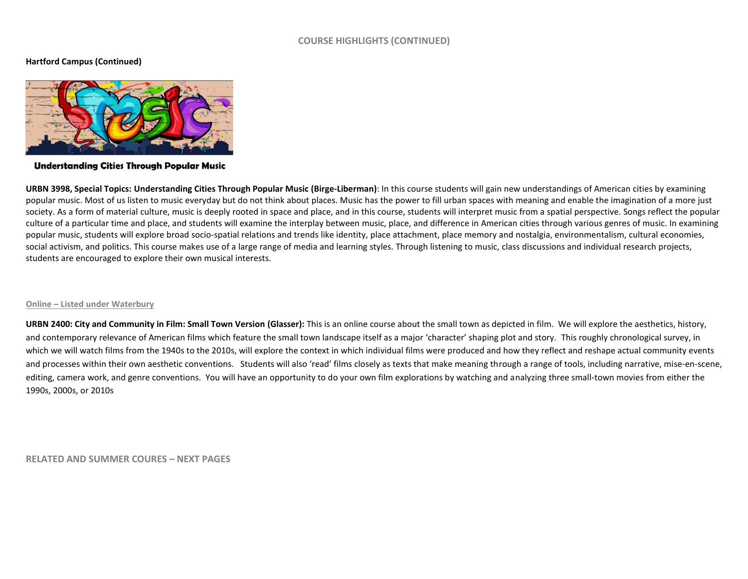## COURSE HIGHLIGHTS (CONTINUED)

**Hartford Campus (Continued)**

**Understanding Cities Through Popular Music**

**URBN 3998, Special Topics: Understanding Cities Through Popular Music (Birge-Liberman)**: In this course students will gain new understandings of American cities by examining popular music. Most of us listen to music everyday but do not think about places. Music has the power to fill urban spaces with meaning and enable the imagination of a more just society. As a form of material culture, music is deeply rooted in space and place, and in this course, students will interpret music from a spatial perspective. Songs reflect the popular culture of a particular time and place, and students will examine the interplay between music, place, and difference in American cities through various genres of music. In examining popular music, students will explore broad socio-spatial relations and trends like identity, place attachment, place memory and nostalgia, environmentalism, cultural economies, social activism, and politics. This course makes use of a large range of media and learning styles. Through listening to music, class discussions and individual research projects, students are encouraged to explore their own musical interests.

### Online – Listed under Waterbury

**URBN 2400: City and Community in Film: Small Town Version (Glasser):** This is an online course about the small town as depicted in film. We will explore the aesthetics, history, and contemporary relevance of American films which feature the small town landscape itself as a major 'character' shaping plot and story. This roughly chronological survey, in which we will watch films from the 1940s to the 2010s, will explore the context in which individual films were produced and how they reflect and reshape actual community events and processes within their own aesthetic conventions. Students will also 'read' films closely as texts that make meaning through a range of tools, including narrative, mise-en-scene, editing, camera work, and genre conventions. You will have an opportunity to do your own film explorations by watching and analyzing three small-town movies from either the 1990s, 2000s, or 2010s

**RELATED AND SUMMER COURES – NEXT PAGES**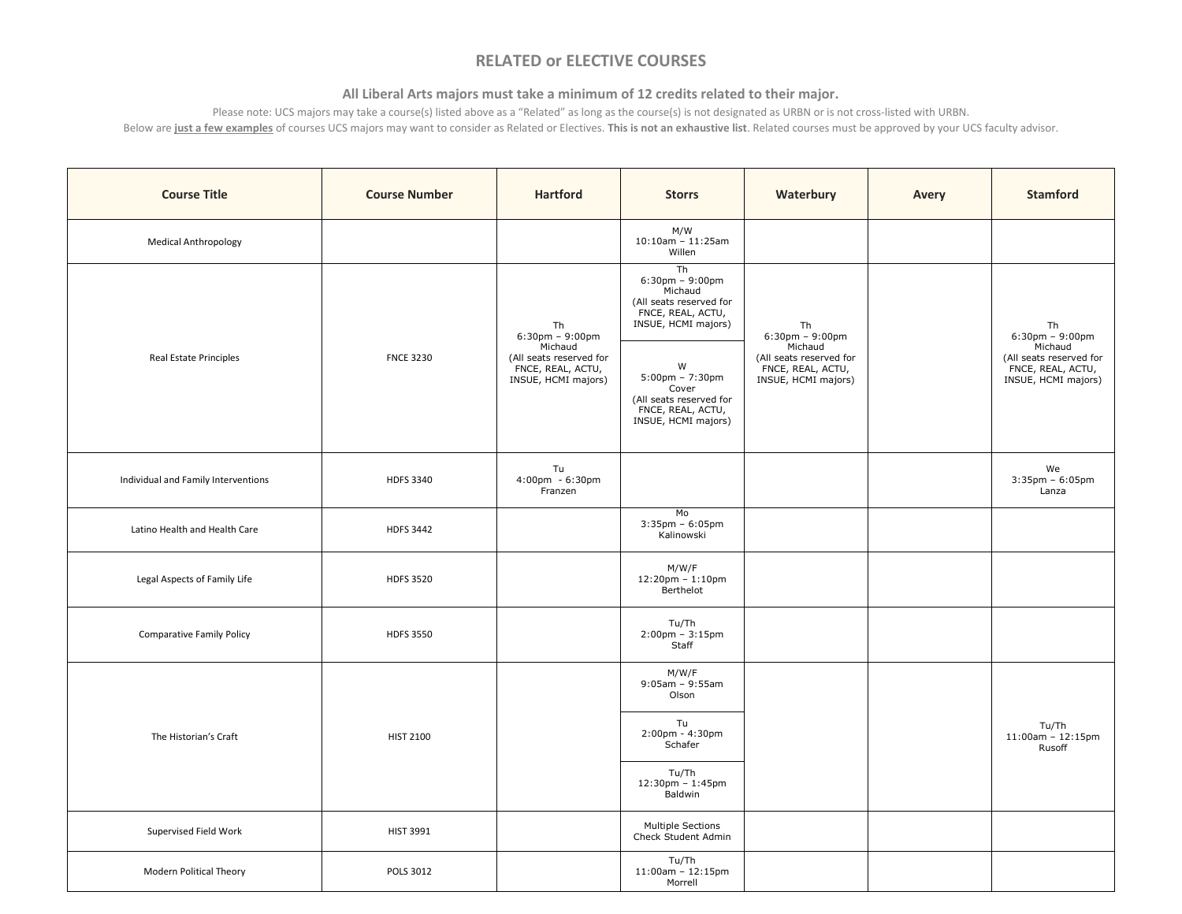## RELATED or ELECTIVE COURSES

### All Liberal Arts majors must take a minimum of 12 credits related to their major.

Please note: UCS majors may take a course(s) listed above as a "Related" as long as the course(s) is not designated as URBN or is not cross-listed with URBN.

Below are **just a few examples** of courses UCS majors may want to consider as Related or Electives. **This is not an exhaustive list**. Related courses must be approved by your UCS faculty advisor.

| Course Title | Course Number | Hartford | Storrs | Waterbury | Avery | Stamford |
|---|---|---|---|---|---|---|
| Medical Anthropology | | | M/W 10:10am – 11:25am Willen | | | |
| Real Estate Principles | FNCE 3230 | Th 6:30pm – 9:00pm Michaud (All seats reserved for FNCE, REAL, ACTU, INSUE, HCMI majors) | Th 6:30pm – 9:00pm Michaud (All seats reserved for FNCE, REAL, ACTU, INSUE, HCMI majors); W 5:00pm – 7:30pm Cover (All seats reserved for FNCE, REAL, ACTU, INSUE, HCMI majors) | Th 6:30pm – 9:00pm Michaud (All seats reserved for FNCE, REAL, ACTU, INSUE, HCMI majors) | | Th 6:30pm – 9:00pm Michaud (All seats reserved for FNCE, REAL, ACTU, INSUE, HCMI majors) |
| Individual and Family Interventions | HDFS 3340 | Tu 4:00pm - 6:30pm Franzen | | | | We 3:35pm – 6:05pm Lanza |
| Latino Health and Health Care | HDFS 3442 | | Mo 3:35pm – 6:05pm Kalinowski | | | |
| Legal Aspects of Family Life | HDFS 3520 | | M/W/F 12:20pm – 1:10pm Berthelot | | | |
| Comparative Family Policy | HDFS 3550 | | Tu/Th 2:00pm – 3:15pm Staff | | | |
| The Historian's Craft | HIST 2100 | | M/W/F 9:05am – 9:55am Olson; Tu 2:00pm - 4:30pm Schafer; Tu/Th 12:30pm – 1:45pm Baldwin | | | Tu/Th 11:00am – 12:15pm Rusoff |
| Supervised Field Work | HIST 3991 | | Multiple Sections Check Student Admin | | | |
| Modern Political Theory | POLS 3012 | | Tu/Th 11:00am – 12:15pm Morrell | | | |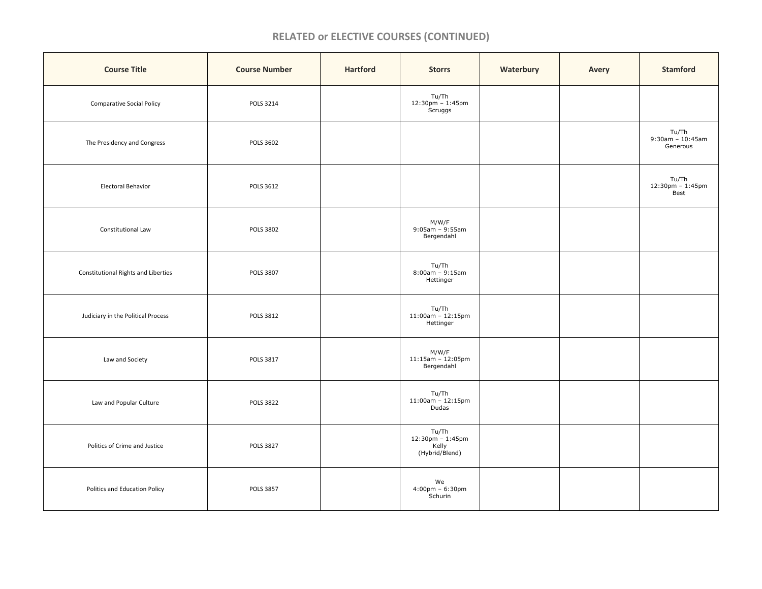## RELATED or ELECTIVE COURSES (CONTINUED)

| Course Title | Course Number | Hartford | Storrs | Waterbury | Avery | Stamford |
|---|---|---|---|---|---|---|
| Comparative Social Policy | POLS 3214 | | Tu/Th 12:30pm – 1:45pm Scruggs | | | |
| The Presidency and Congress | POLS 3602 | | | | | Tu/Th 9:30am – 10:45am Generous |
| Electoral Behavior | POLS 3612 | | | | | Tu/Th 12:30pm – 1:45pm Best |
| Constitutional Law | POLS 3802 | | M/W/F 9:05am – 9:55am Bergendahl | | | |
| Constitutional Rights and Liberties | POLS 3807 | | Tu/Th 8:00am – 9:15am Hettinger | | | |
| Judiciary in the Political Process | POLS 3812 | | Tu/Th 11:00am – 12:15pm Hettinger | | | |
| Law and Society | POLS 3817 | | M/W/F 11:15am – 12:05pm Bergendahl | | | |
| Law and Popular Culture | POLS 3822 | | Tu/Th 11:00am – 12:15pm Dudas | | | |
| Politics of Crime and Justice | POLS 3827 | | Tu/Th 12:30pm – 1:45pm Kelly (Hybrid/Blend) | | | |
| Politics and Education Policy | POLS 3857 | | We 4:00pm – 6:30pm Schurin | | | |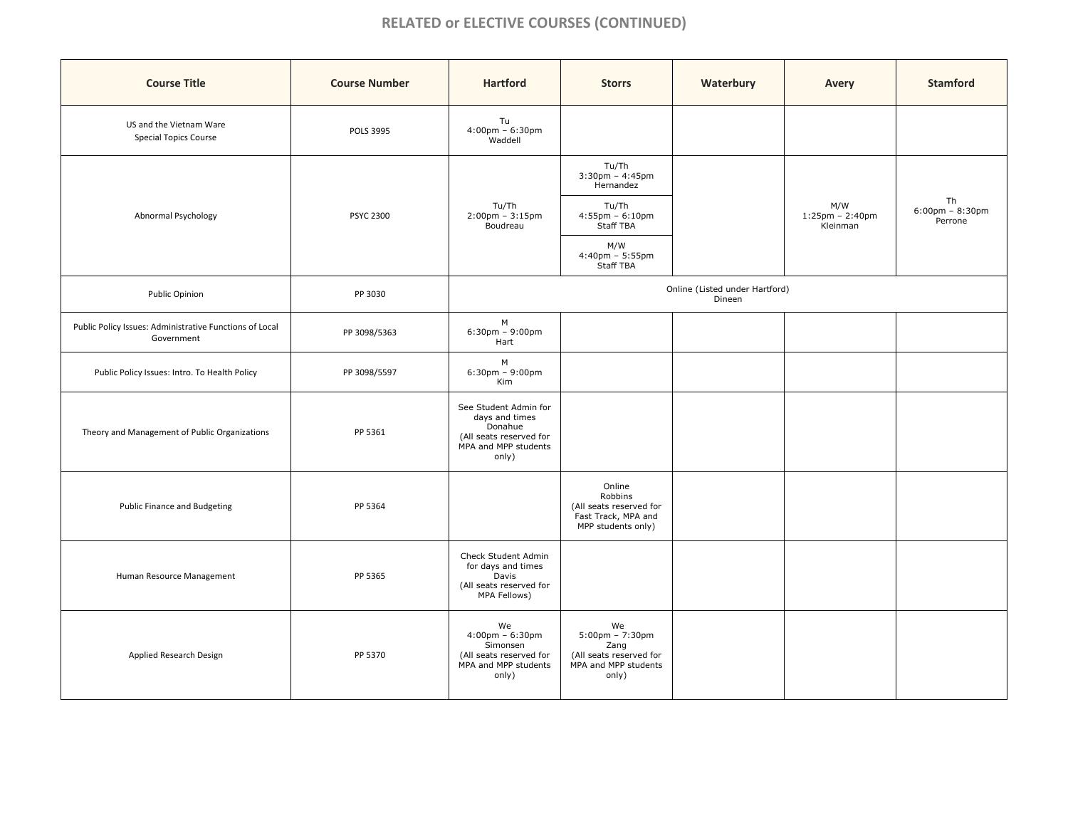## RELATED or ELECTIVE COURSES (CONTINUED)

| Course Title | Course Number | Hartford | Storrs | Waterbury | Avery | Stamford |
|---|---|---|---|---|---|---|
| US and the Vietnam Ware Special Topics Course | POLS 3995 | Tu 4:00pm – 6:30pm Waddell | | | | |
| Abnormal Psychology | PSYC 2300 | Tu/Th 2:00pm – 3:15pm Boudreau | Tu/Th 3:30pm – 4:45pm Hernandez | | M/W 1:25pm – 2:40pm Kleinman | Th 6:00pm – 8:30pm Perrone |
| | | | Tu/Th 4:55pm – 6:10pm Staff TBA | | | |
| | | | M/W 4:40pm – 5:55pm Staff TBA | | | |
| Public Opinion | PP 3030 | Online (Listed under Hartford) Dineen | | | | |
| Public Policy Issues: Administrative Functions of Local Government | PP 3098/5363 | M 6:30pm – 9:00pm Hart | | | | |
| Public Policy Issues: Intro. To Health Policy | PP 3098/5597 | M 6:30pm – 9:00pm Kim | | | | |
| Theory and Management of Public Organizations | PP 5361 | See Student Admin for days and times Donahue (All seats reserved for MPA and MPP students only) | | | | |
| Public Finance and Budgeting | PP 5364 | | Online Robbins (All seats reserved for Fast Track, MPA and MPP students only) | | | |
| Human Resource Management | PP 5365 | Check Student Admin for days and times Davis (All seats reserved for MPA Fellows) | | | | |
| Applied Research Design | PP 5370 | We 4:00pm – 6:30pm Simonsen (All seats reserved for MPA and MPP students only) | We 5:00pm – 7:30pm Zang (All seats reserved for MPA and MPP students only) | | | |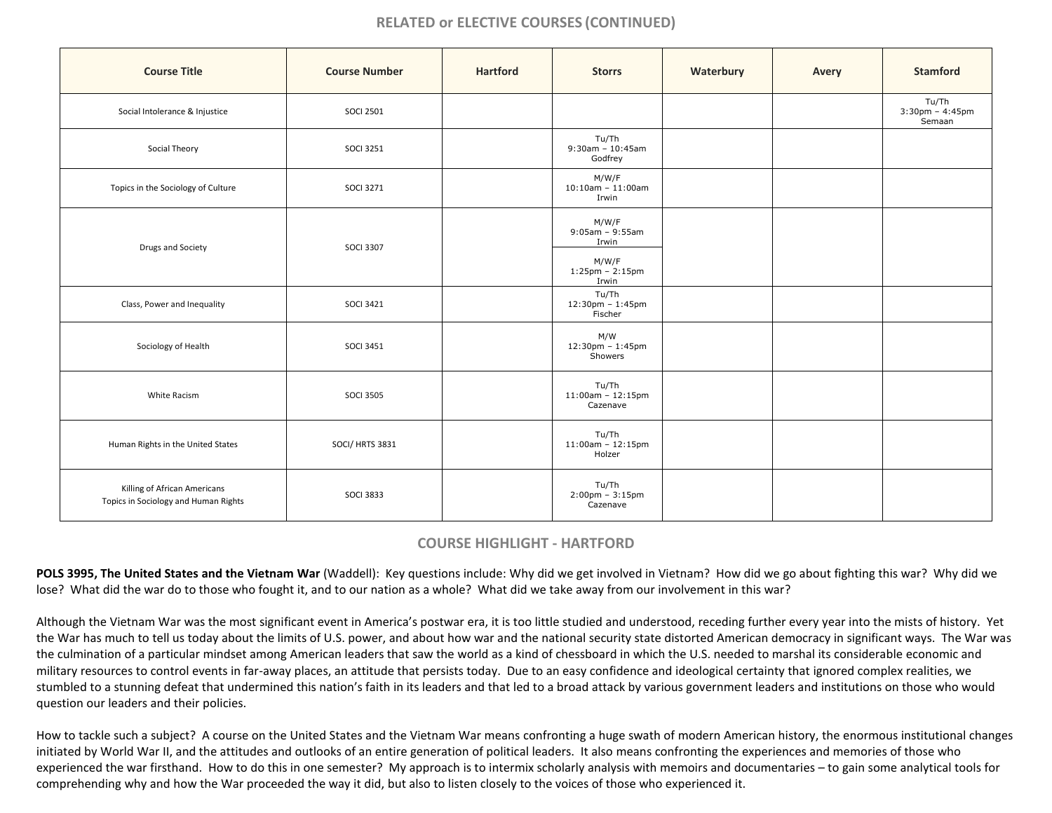## RELATED or ELECTIVE COURSES (CONTINUED)

| Course Title | Course Number | Hartford | Storrs | Waterbury | Avery | Stamford |
|---|---|---|---|---|---|---|
| Social Intolerance & Injustice | SOCI 2501 | | | | | Tu/Th 3:30pm – 4:45pm Semaan |
| Social Theory | SOCI 3251 | | Tu/Th 9:30am – 10:45am Godfrey | | | |
| Topics in the Sociology of Culture | SOCI 3271 | | M/W/F 10:10am – 11:00am Irwin | | | |
| Drugs and Society | SOCI 3307 | | M/W/F 9:05am – 9:55am Irwin | | | |
| | | | M/W/F 1:25pm – 2:15pm Irwin | | | |
| Class, Power and Inequality | SOCI 3421 | | Tu/Th 12:30pm – 1:45pm Fischer | | | |
| Sociology of Health | SOCI 3451 | | M/W 12:30pm – 1:45pm Showers | | | |
| White Racism | SOCI 3505 | | Tu/Th 11:00am – 12:15pm Cazenave | | | |
| Human Rights in the United States | SOCI/ HRTS 3831 | | Tu/Th 11:00am – 12:15pm Holzer | | | |
| Killing of African Americans Topics in Sociology and Human Rights | SOCI 3833 | | Tu/Th 2:00pm – 3:15pm Cazenave | | | |

## COURSE HIGHLIGHT - HARTFORD

**POLS 3995, The United States and the Vietnam War** (Waddell): Key questions include: Why did we get involved in Vietnam? How did we go about fighting this war? Why did we lose? What did the war do to those who fought it, and to our nation as a whole? What did we take away from our involvement in this war?

Although the Vietnam War was the most significant event in America's postwar era, it is too little studied and understood, receding further every year into the mists of history. Yet the War has much to tell us today about the limits of U.S. power, and about how war and the national security state distorted American democracy in significant ways. The War was the culmination of a particular mindset among American leaders that saw the world as a kind of chessboard in which the U.S. needed to marshal its considerable economic and military resources to control events in far-away places, an attitude that persists today. Due to an easy confidence and ideological certainty that ignored complex realities, we stumbled to a stunning defeat that undermined this nation's faith in its leaders and that led to a broad attack by various government leaders and institutions on those who would question our leaders and their policies.

How to tackle such a subject? A course on the United States and the Vietnam War means confronting a huge swath of modern American history, the enormous institutional changes initiated by World War II, and the attitudes and outlooks of an entire generation of political leaders. It also means confronting the experiences and memories of those who experienced the war firsthand. How to do this in one semester? My approach is to intermix scholarly analysis with memoirs and documentaries – to gain some analytical tools for comprehending why and how the War proceeded the way it did, but also to listen closely to the voices of those who experienced it.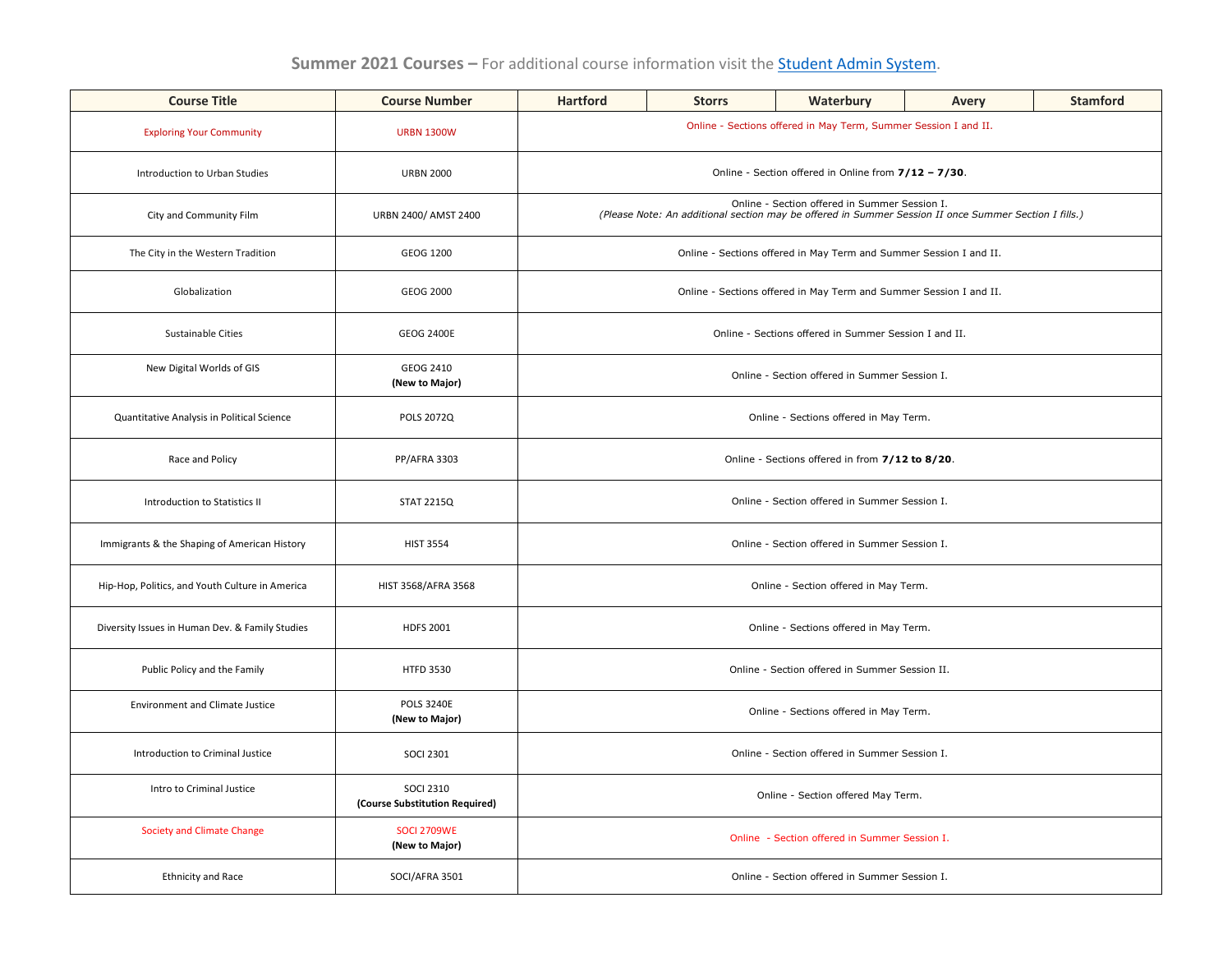## **Summary 2021 Courses –** For additional course information visit the Student Admin System.

| Course Title | Course Number | Hartford | Storrs | Waterbury | Avery | Stamford |
|---|---|---|---|---|---|---|
| Exploring Your Community | URBN 1300W | Online - Sections offered in May Term, Summer Session I and II. | | | | |
| Introduction to Urban Studies | URBN 2000 | Online - Section offered in Online from **7/12 – 7/30**. | | | | |
| City and Community Film | URBN 2400/ AMST 2400 | Online - Section offered in Summer Session I. *(Please Note: An additional section may be offered in Summer Session II once Summer Section I fills.)* | | | | |
| The City in the Western Tradition | GEOG 1200 | Online - Sections offered in May Term and Summer Session I and II. | | | | |
| Globalization | GEOG 2000 | Online - Sections offered in May Term and Summer Session I and II. | | | | |
| Sustainable Cities | GEOG 2400E | Online - Sections offered in Summer Session I and II. | | | | |
| New Digital Worlds of GIS | GEOG 2410 **(New to Major)** | Online - Section offered in Summer Session I. | | | | |
| Quantitative Analysis in Political Science | POLS 2072Q | Online - Sections offered in May Term. | | | | |
| Race and Policy | PP/AFRA 3303 | Online - Sections offered in from **7/12 to 8/20**. | | | | |
| Introduction to Statistics II | STAT 2215Q | Online - Section offered in Summer Session I. | | | | |
| Immigrants & the Shaping of American History | HIST 3554 | Online - Section offered in Summer Session I. | | | | |
| Hip-Hop, Politics, and Youth Culture in America | HIST 3568/AFRA 3568 | Online - Section offered in May Term. | | | | |
| Diversity Issues in Human Dev. & Family Studies | HDFS 2001 | Online - Sections offered in May Term. | | | | |
| Public Policy and the Family | HTFD 3530 | Online - Section offered in Summer Session II. | | | | |
| Environment and Climate Justice | POLS 3240E **(New to Major)** | Online - Sections offered in May Term. | | | | |
| Introduction to Criminal Justice | SOCI 2301 | Online - Section offered in Summer Session I. | | | | |
| Intro to Criminal Justice | SOCI 2310 **(Course Substitution Required)** | Online - Section offered May Term. | | | | |
| Society and Climate Change | SOCI 2709WE **(New to Major)** | Online - Section offered in Summer Session I. | | | | |
| Ethnicity and Race | SOCI/AFRA 3501 | Online - Section offered in Summer Session I. | | | | |